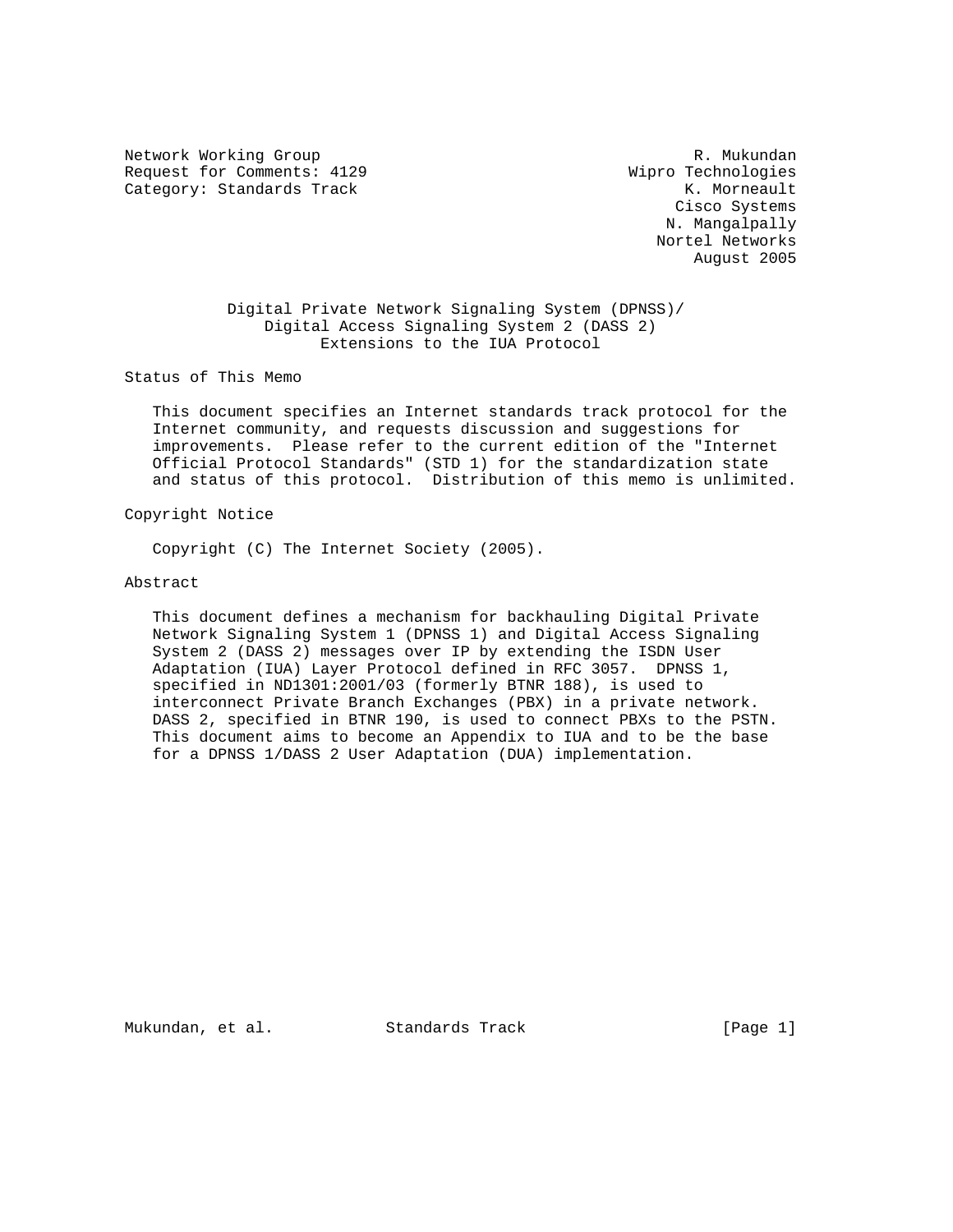Network Working Group R. Mukundan
Request for Comments: 4129 Wipro Technologies
Category: Standards Track K. Morneault
Cisco Systems
N. Mangalpally
Nortel Networks
August 2005

# Digital Private Network Signaling System (DPNSS)/ Digital Access Signaling System 2 (DASS 2) Extensions to the IUA Protocol

## Status of This Memo

This document specifies an Internet standards track protocol for the Internet community, and requests discussion and suggestions for improvements. Please refer to the current edition of the "Internet Official Protocol Standards" (STD 1) for the standardization state and status of this protocol. Distribution of this memo is unlimited.

## Copyright Notice

Copyright (C) The Internet Society (2005).

## Abstract

This document defines a mechanism for backhauling Digital Private Network Signaling System 1 (DPNSS 1) and Digital Access Signaling System 2 (DASS 2) messages over IP by extending the ISDN User Adaptation (IUA) Layer Protocol defined in RFC 3057. DPNSS 1, specified in ND1301:2001/03 (formerly BTNR 188), is used to interconnect Private Branch Exchanges (PBX) in a private network. DASS 2, specified in BTNR 190, is used to connect PBXs to the PSTN. This document aims to become an Appendix to IUA and to be the base for a DPNSS 1/DASS 2 User Adaptation (DUA) implementation.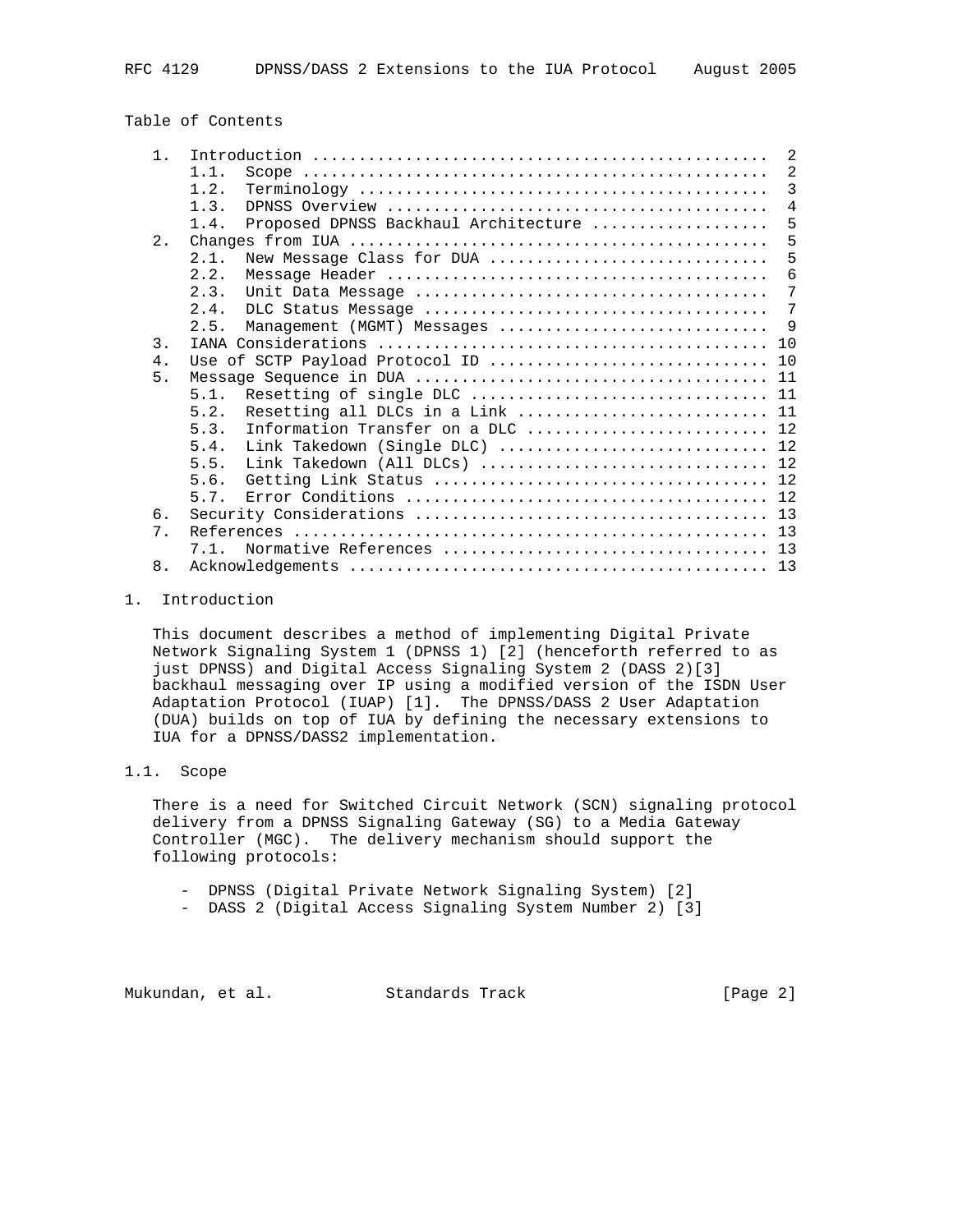Table of Contents

```
   1.  Introduction ................................................  2
       1.1.  Scope .................................................  2
       1.2.  Terminology ...........................................  3
       1.3.  DPNSS Overview ........................................  4
       1.4.  Proposed DPNSS Backhaul Architecture ..................  5
   2.  Changes from IUA ............................................  5
       2.1.  New Message Class for DUA .............................  5
       2.2.  Message Header ........................................  6
       2.3.  Unit Data Message .....................................  7
       2.4.  DLC Status Message ....................................  7
       2.5.  Management (MGMT) Messages ............................  9
   3.  IANA Considerations ......................................... 10
   4.  Use of SCTP Payload Protocol ID ............................. 10
   5.  Message Sequence in DUA ..................................... 11
       5.1.  Resetting of single DLC ............................... 11
       5.2.  Resetting all DLCs in a Link .......................... 11
       5.3.  Information Transfer on a DLC ......................... 12
       5.4.  Link Takedown (Single DLC) ............................ 12
       5.5.  Link Takedown (All DLCs) .............................. 12
       5.6.  Getting Link Status ................................... 12
       5.7.  Error Conditions ...................................... 12
   6.  Security Considerations ..................................... 13
   7.  References .................................................. 13
       7.1.  Normative References .................................. 13
   8.  Acknowledgements ............................................ 13
```

## 1. Introduction

This document describes a method of implementing Digital Private Network Signaling System 1 (DPNSS 1) [2] (henceforth referred to as just DPNSS) and Digital Access Signaling System 2 (DASS 2)[3] backhaul messaging over IP using a modified version of the ISDN User Adaptation Protocol (IUAP) [1]. The DPNSS/DASS 2 User Adaptation (DUA) builds on top of IUA by defining the necessary extensions to IUA for a DPNSS/DASS2 implementation.

### 1.1. Scope

There is a need for Switched Circuit Network (SCN) signaling protocol delivery from a DPNSS Signaling Gateway (SG) to a Media Gateway Controller (MGC). The delivery mechanism should support the following protocols:

- DPNSS (Digital Private Network Signaling System) [2]
- DASS 2 (Digital Access Signaling System Number 2) [3]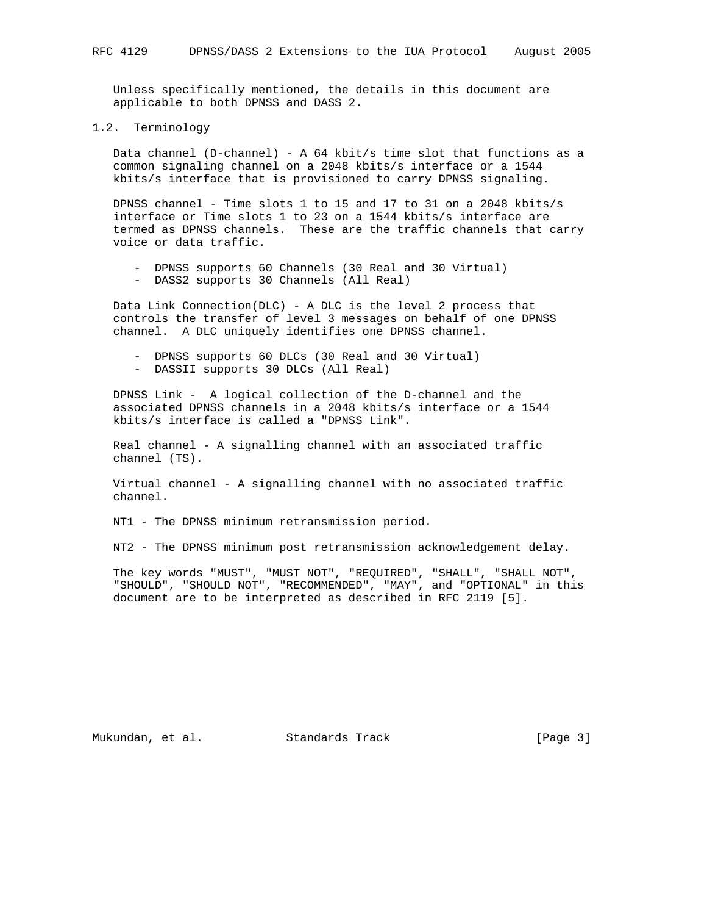Unless specifically mentioned, the details in this document are applicable to both DPNSS and DASS 2.

## 1.2. Terminology

Data channel (D-channel) - A 64 kbit/s time slot that functions as a common signaling channel on a 2048 kbits/s interface or a 1544 kbits/s interface that is provisioned to carry DPNSS signaling.

DPNSS channel - Time slots 1 to 15 and 17 to 31 on a 2048 kbits/s interface or Time slots 1 to 23 on a 1544 kbits/s interface are termed as DPNSS channels. These are the traffic channels that carry voice or data traffic.

- DPNSS supports 60 Channels (30 Real and 30 Virtual)
- DASS2 supports 30 Channels (All Real)

Data Link Connection(DLC) - A DLC is the level 2 process that controls the transfer of level 3 messages on behalf of one DPNSS channel. A DLC uniquely identifies one DPNSS channel.

- DPNSS supports 60 DLCs (30 Real and 30 Virtual)
- DASSII supports 30 DLCs (All Real)

DPNSS Link - A logical collection of the D-channel and the associated DPNSS channels in a 2048 kbits/s interface or a 1544 kbits/s interface is called a "DPNSS Link".

Real channel - A signalling channel with an associated traffic channel (TS).

Virtual channel - A signalling channel with no associated traffic channel.

NT1 - The DPNSS minimum retransmission period.

NT2 - The DPNSS minimum post retransmission acknowledgement delay.

The key words "MUST", "MUST NOT", "REQUIRED", "SHALL", "SHALL NOT", "SHOULD", "SHOULD NOT", "RECOMMENDED", "MAY", and "OPTIONAL" in this document are to be interpreted as described in RFC 2119 [5].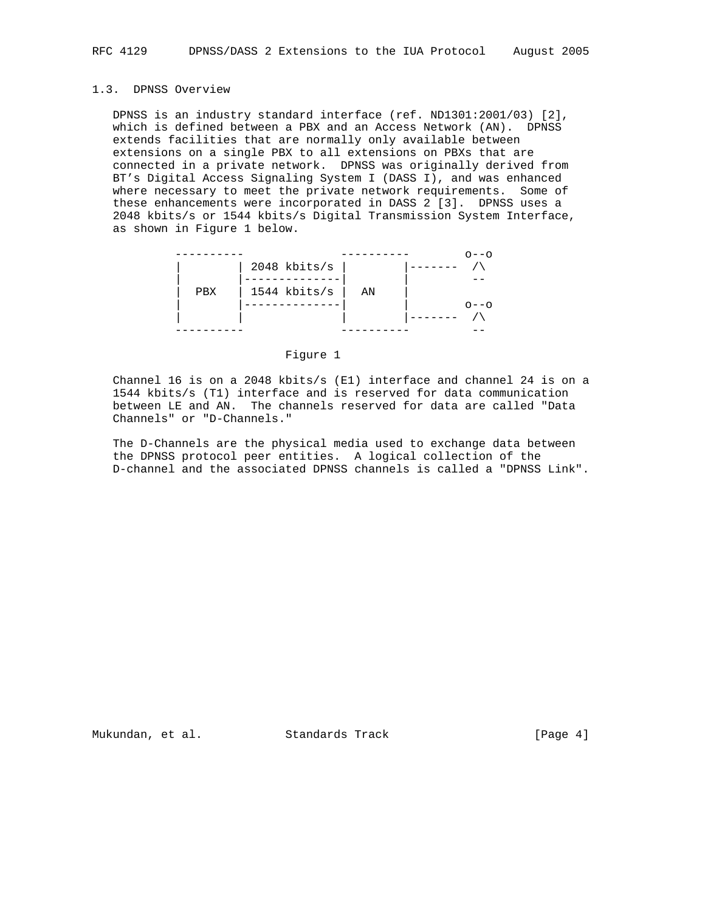### 1.3. DPNSS Overview

DPNSS is an industry standard interface (ref. ND1301:2001/03) [2], which is defined between a PBX and an Access Network (AN). DPNSS extends facilities that are normally only available between extensions on a single PBX to all extensions on PBXs that are connected in a private network. DPNSS was originally derived from BT's Digital Access Signaling System I (DASS I), and was enhanced where necessary to meet the private network requirements. Some of these enhancements were incorporated in DASS 2 [3]. DPNSS uses a 2048 kbits/s or 1544 kbits/s Digital Transmission System Interface, as shown in Figure 1 below.

```
        ----------              ----------        o--o
        |        | 2048 kbits/s |        |-------  /\
        |        |--------------|        |         --
        |  PBX   | 1544 kbits/s |  AN    |
        |        |--------------|        |        o--o
        |        |              |        |-------  /\
        ----------              ----------         --
```

Figure 1

Channel 16 is on a 2048 kbits/s (E1) interface and channel 24 is on a 1544 kbits/s (T1) interface and is reserved for data communication between LE and AN. The channels reserved for data are called "Data Channels" or "D-Channels."

The D-Channels are the physical media used to exchange data between the DPNSS protocol peer entities. A logical collection of the D-channel and the associated DPNSS channels is called a "DPNSS Link".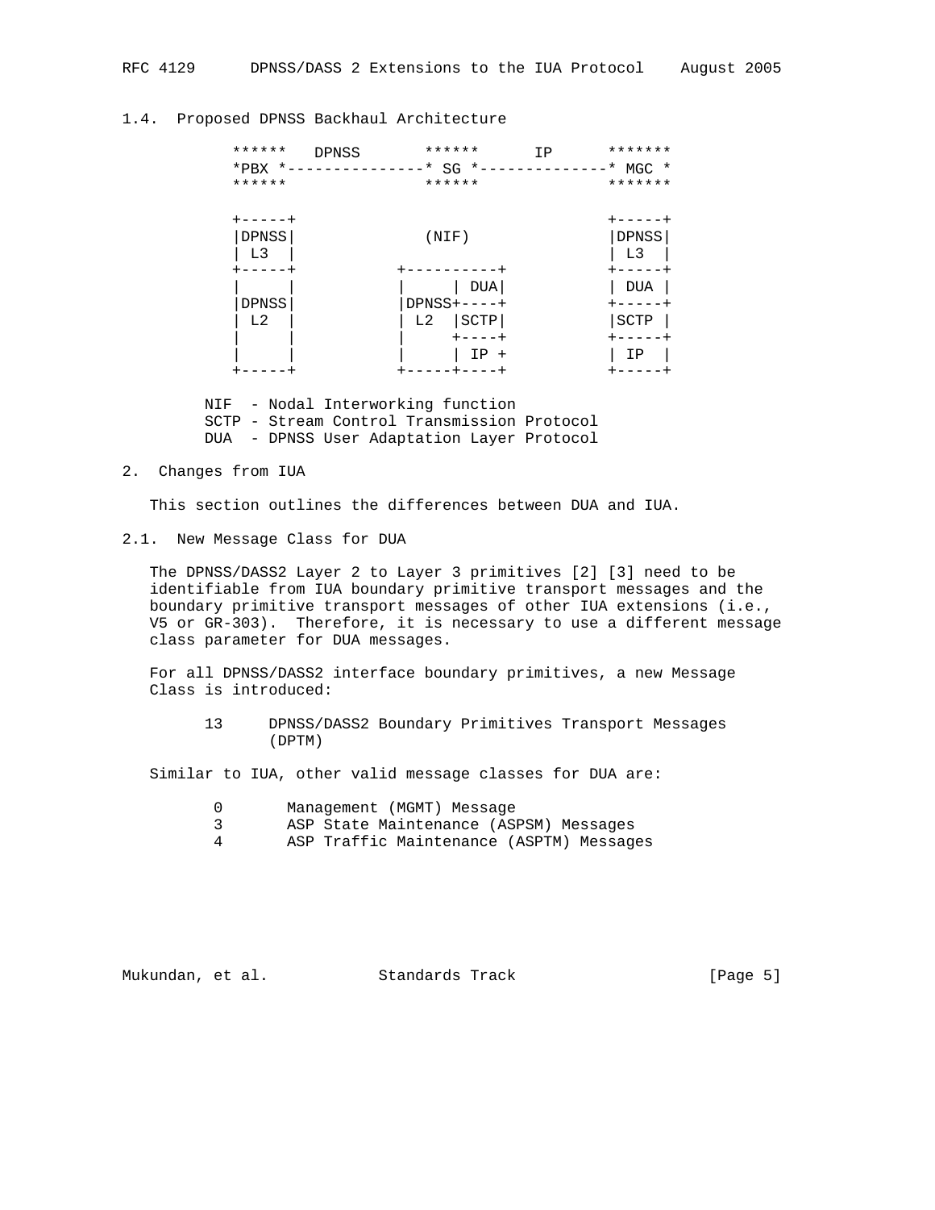## 1.4. Proposed DPNSS Backhaul Architecture

```
          ******   DPNSS      ******      IP      *******
          *PBX *---------------* SG *--------------* MGC *
          ******              ******              *******

          +-----+                                 +-----+
          |DPNSS|            (NIF)                |DPNSS|
          | L3  |                                 | L3  |
          +-----+          +----------+           +-----+
          |     |          |     | DUA|           | DUA |
          |DPNSS|          |DPNSS+----+           +-----+
          | L2  |          | L2  |SCTP|           |SCTP |
          |     |          |     +----+           +-----+
          |     |          |     | IP +           | IP  |
          +-----+          +-----+----+           +-----+

       NIF  - Nodal Interworking function
       SCTP - Stream Control Transmission Protocol
       DUA  - DPNSS User Adaptation Layer Protocol
```

## 2. Changes from IUA

This section outlines the differences between DUA and IUA.

### 2.1. New Message Class for DUA

The DPNSS/DASS2 Layer 2 to Layer 3 primitives [2] [3] need to be identifiable from IUA boundary primitive transport messages and the boundary primitive transport messages of other IUA extensions (i.e., V5 or GR-303). Therefore, it is necessary to use a different message class parameter for DUA messages.

For all DPNSS/DASS2 interface boundary primitives, a new Message Class is introduced:

```
      13     DPNSS/DASS2 Boundary Primitives Transport Messages
             (DPTM)
```

Similar to IUA, other valid message classes for DUA are:

```
       0       Management (MGMT) Message
       3       ASP State Maintenance (ASPSM) Messages
       4       ASP Traffic Maintenance (ASPTM) Messages
```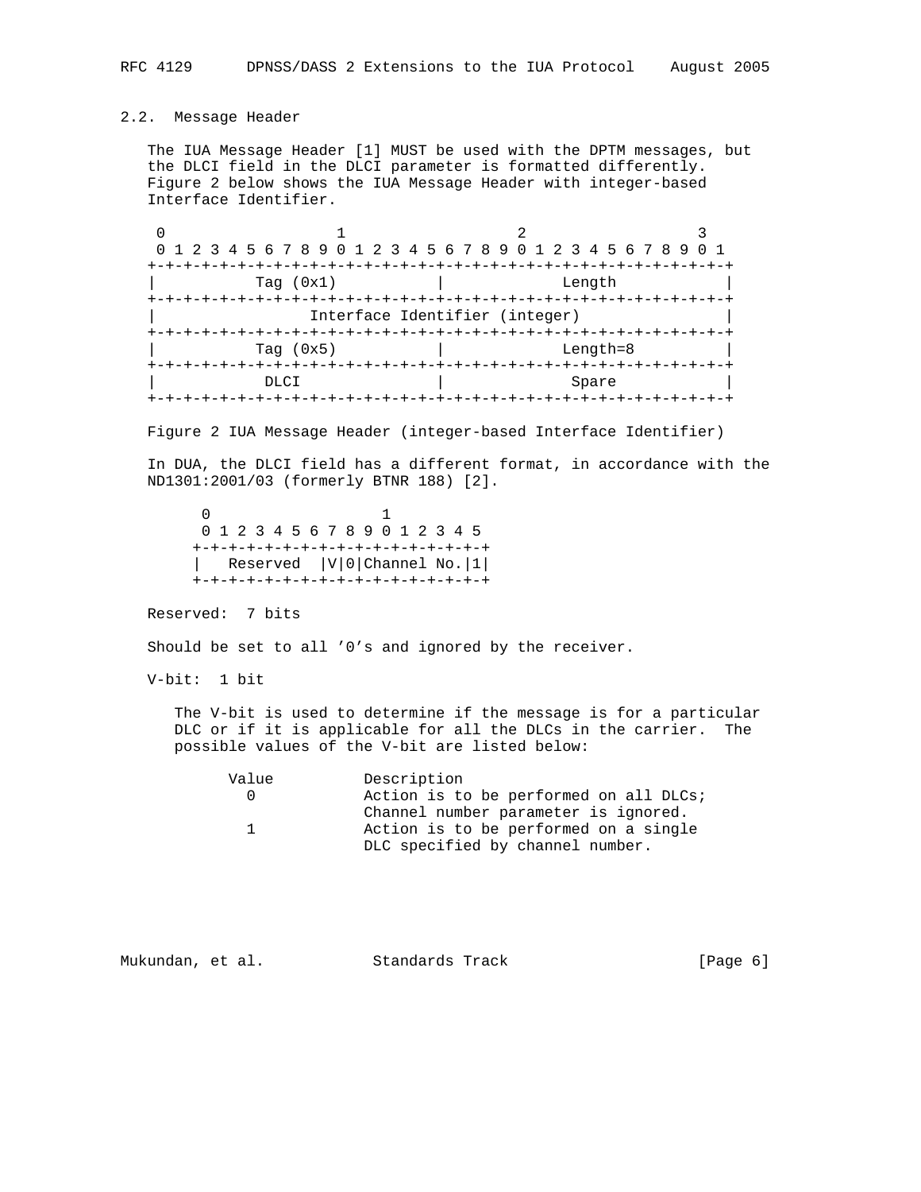## 2.2. Message Header

The IUA Message Header [1] MUST be used with the DPTM messages, but the DLCI field in the DLCI parameter is formatted differently. Figure 2 below shows the IUA Message Header with integer-based Interface Identifier.

```
 0                   1                   2                   3
 0 1 2 3 4 5 6 7 8 9 0 1 2 3 4 5 6 7 8 9 0 1 2 3 4 5 6 7 8 9 0 1
+-+-+-+-+-+-+-+-+-+-+-+-+-+-+-+-+-+-+-+-+-+-+-+-+-+-+-+-+-+-+-+-+
|          Tag (0x1)            |             Length            |
+-+-+-+-+-+-+-+-+-+-+-+-+-+-+-+-+-+-+-+-+-+-+-+-+-+-+-+-+-+-+-+-+
|                Interface Identifier (integer)                 |
+-+-+-+-+-+-+-+-+-+-+-+-+-+-+-+-+-+-+-+-+-+-+-+-+-+-+-+-+-+-+-+-+
|          Tag (0x5)            |             Length=8          |
+-+-+-+-+-+-+-+-+-+-+-+-+-+-+-+-+-+-+-+-+-+-+-+-+-+-+-+-+-+-+-+-+
|           DLCI                |              Spare            |
+-+-+-+-+-+-+-+-+-+-+-+-+-+-+-+-+-+-+-+-+-+-+-+-+-+-+-+-+-+-+-+-+
```

Figure 2 IUA Message Header (integer-based Interface Identifier)

In DUA, the DLCI field has a different format, in accordance with the ND1301:2001/03 (formerly BTNR 188) [2].

```
 0                   1
 0 1 2 3 4 5 6 7 8 9 0 1 2 3 4 5
+-+-+-+-+-+-+-+-+-+-+-+-+-+-+-+-+
|   Reserved  |V|0|Channel No.|1|
+-+-+-+-+-+-+-+-+-+-+-+-+-+-+-+-+
```

Reserved: 7 bits

Should be set to all '0's and ignored by the receiver.

V-bit: 1 bit

The V-bit is used to determine if the message is for a particular DLC or if it is applicable for all the DLCs in the carrier. The possible values of the V-bit are listed below:

| Value | Description |
|---|---|
| 0 | Action is to be performed on all DLCs; Channel number parameter is ignored. |
| 1 | Action is to be performed on a single DLC specified by channel number. |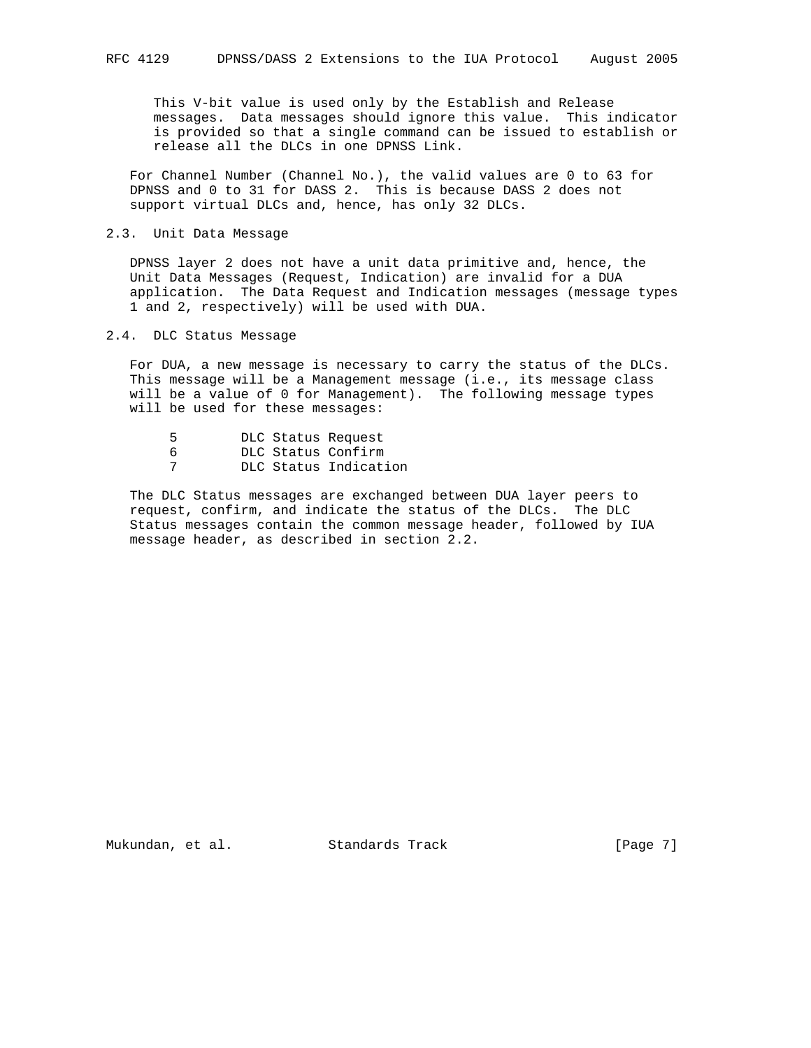This V-bit value is used only by the Establish and Release messages. Data messages should ignore this value. This indicator is provided so that a single command can be issued to establish or release all the DLCs in one DPNSS Link.

For Channel Number (Channel No.), the valid values are 0 to 63 for DPNSS and 0 to 31 for DASS 2. This is because DASS 2 does not support virtual DLCs and, hence, has only 32 DLCs.

## 2.3. Unit Data Message

DPNSS layer 2 does not have a unit data primitive and, hence, the Unit Data Messages (Request, Indication) are invalid for a DUA application. The Data Request and Indication messages (message types 1 and 2, respectively) will be used with DUA.

## 2.4. DLC Status Message

For DUA, a new message is necessary to carry the status of the DLCs. This message will be a Management message (i.e., its message class will be a value of 0 for Management). The following message types will be used for these messages:

```
5        DLC Status Request
6        DLC Status Confirm
7        DLC Status Indication
```

The DLC Status messages are exchanged between DUA layer peers to request, confirm, and indicate the status of the DLCs. The DLC Status messages contain the common message header, followed by IUA message header, as described in section 2.2.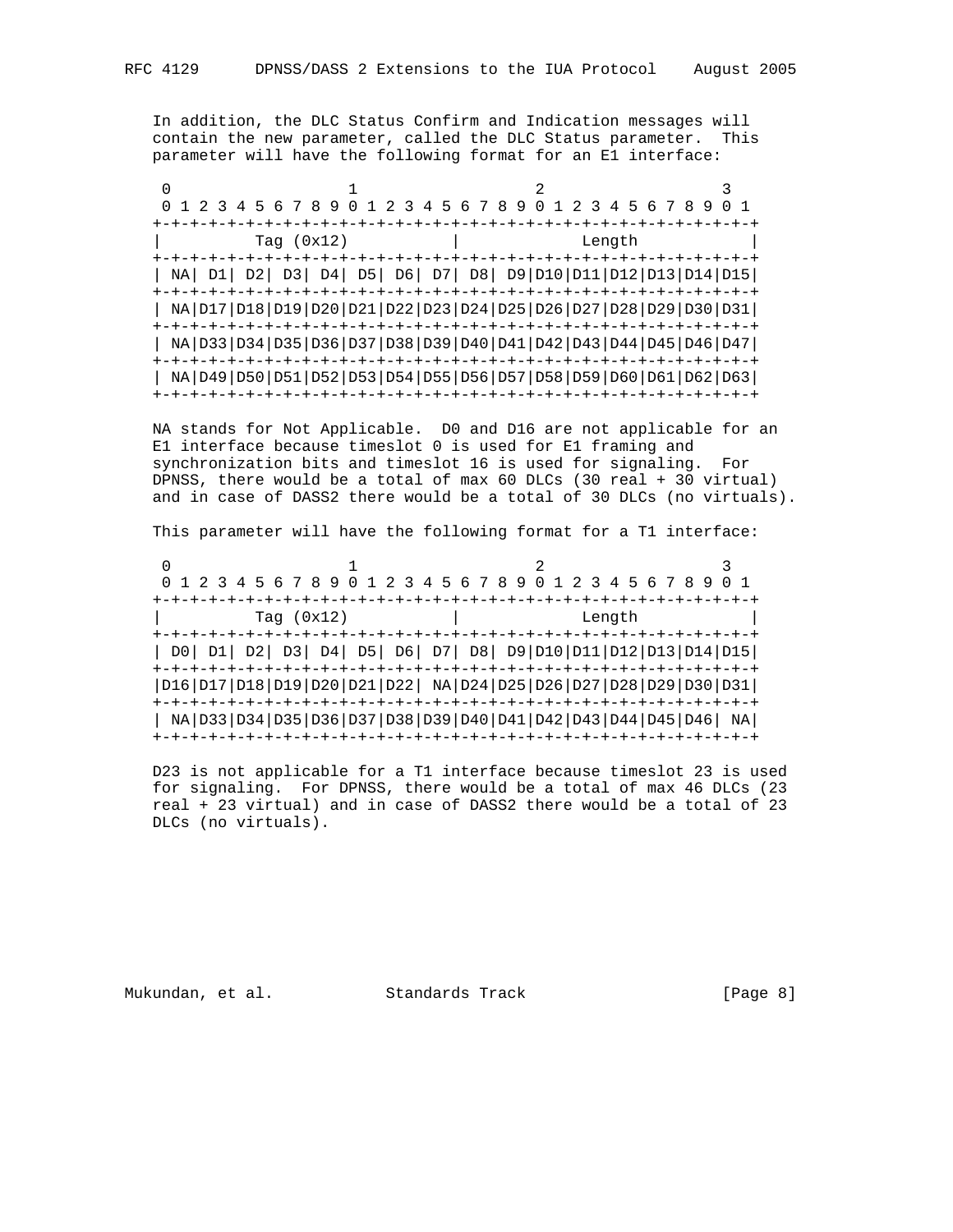In addition, the DLC Status Confirm and Indication messages will contain the new parameter, called the DLC Status parameter. This parameter will have the following format for an E1 interface:

```
 0                   1                   2                   3
 0 1 2 3 4 5 6 7 8 9 0 1 2 3 4 5 6 7 8 9 0 1 2 3 4 5 6 7 8 9 0 1
+-+-+-+-+-+-+-+-+-+-+-+-+-+-+-+-+-+-+-+-+-+-+-+-+-+-+-+-+-+-+-+-+
|          Tag (0x12)           |            Length             |
+-+-+-+-+-+-+-+-+-+-+-+-+-+-+-+-+-+-+-+-+-+-+-+-+-+-+-+-+-+-+-+-+
| NA| D1| D2| D3| D4| D5| D6| D7| D8| D9|D10|D11|D12|D13|D14|D15|
+-+-+-+-+-+-+-+-+-+-+-+-+-+-+-+-+-+-+-+-+-+-+-+-+-+-+-+-+-+-+-+-+
| NA|D17|D18|D19|D20|D21|D22|D23|D24|D25|D26|D27|D28|D29|D30|D31|
+-+-+-+-+-+-+-+-+-+-+-+-+-+-+-+-+-+-+-+-+-+-+-+-+-+-+-+-+-+-+-+-+
| NA|D33|D34|D35|D36|D37|D38|D39|D40|D41|D42|D43|D44|D45|D46|D47|
+-+-+-+-+-+-+-+-+-+-+-+-+-+-+-+-+-+-+-+-+-+-+-+-+-+-+-+-+-+-+-+-+
| NA|D49|D50|D51|D52|D53|D54|D55|D56|D57|D58|D59|D60|D61|D62|D63|
+-+-+-+-+-+-+-+-+-+-+-+-+-+-+-+-+-+-+-+-+-+-+-+-+-+-+-+-+-+-+-+-+
```

NA stands for Not Applicable. D0 and D16 are not applicable for an E1 interface because timeslot 0 is used for E1 framing and synchronization bits and timeslot 16 is used for signaling. For DPNSS, there would be a total of max 60 DLCs (30 real + 30 virtual) and in case of DASS2 there would be a total of 30 DLCs (no virtuals).

This parameter will have the following format for a T1 interface:

```
 0                   1                   2                   3
 0 1 2 3 4 5 6 7 8 9 0 1 2 3 4 5 6 7 8 9 0 1 2 3 4 5 6 7 8 9 0 1
+-+-+-+-+-+-+-+-+-+-+-+-+-+-+-+-+-+-+-+-+-+-+-+-+-+-+-+-+-+-+-+-+
|          Tag (0x12)           |            Length             |
+-+-+-+-+-+-+-+-+-+-+-+-+-+-+-+-+-+-+-+-+-+-+-+-+-+-+-+-+-+-+-+-+
| D0| D1| D2| D3| D4| D5| D6| D7| D8| D9|D10|D11|D12|D13|D14|D15|
+-+-+-+-+-+-+-+-+-+-+-+-+-+-+-+-+-+-+-+-+-+-+-+-+-+-+-+-+-+-+-+-+
|D16|D17|D18|D19|D20|D21|D22| NA|D24|D25|D26|D27|D28|D29|D30|D31|
+-+-+-+-+-+-+-+-+-+-+-+-+-+-+-+-+-+-+-+-+-+-+-+-+-+-+-+-+-+-+-+-+
| NA|D33|D34|D35|D36|D37|D38|D39|D40|D41|D42|D43|D44|D45|D46| NA|
+-+-+-+-+-+-+-+-+-+-+-+-+-+-+-+-+-+-+-+-+-+-+-+-+-+-+-+-+-+-+-+-+
```

D23 is not applicable for a T1 interface because timeslot 23 is used for signaling. For DPNSS, there would be a total of max 46 DLCs (23 real + 23 virtual) and in case of DASS2 there would be a total of 23 DLCs (no virtuals).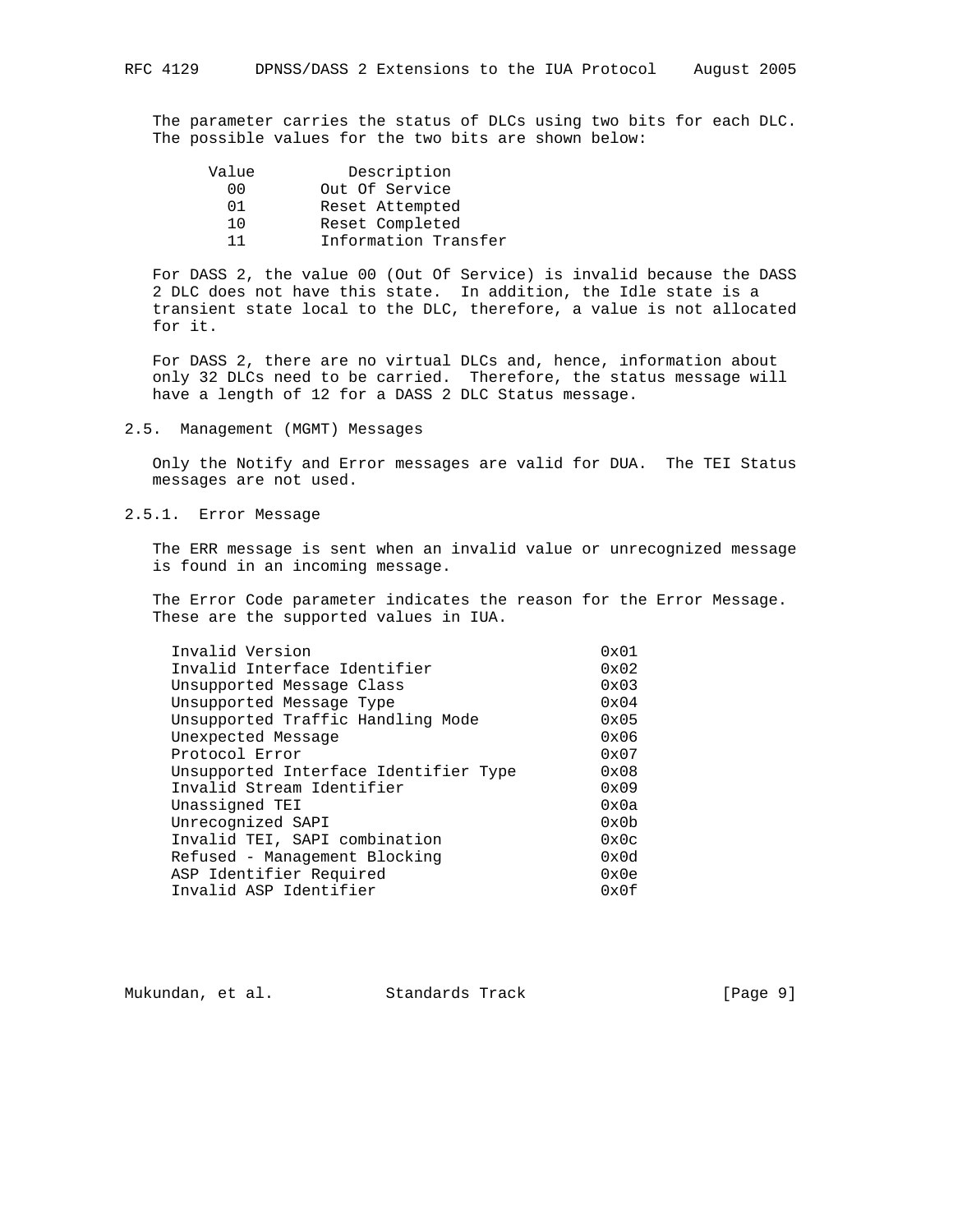The parameter carries the status of DLCs using two bits for each DLC. The possible values for the two bits are shown below:

| Value | Description |
| --- | --- |
| 00 | Out Of Service |
| 01 | Reset Attempted |
| 10 | Reset Completed |
| 11 | Information Transfer |

For DASS 2, the value 00 (Out Of Service) is invalid because the DASS 2 DLC does not have this state. In addition, the Idle state is a transient state local to the DLC, therefore, a value is not allocated for it.

For DASS 2, there are no virtual DLCs and, hence, information about only 32 DLCs need to be carried. Therefore, the status message will have a length of 12 for a DASS 2 DLC Status message.

### 2.5. Management (MGMT) Messages

Only the Notify and Error messages are valid for DUA. The TEI Status messages are not used.

#### 2.5.1. Error Message

The ERR message is sent when an invalid value or unrecognized message is found in an incoming message.

The Error Code parameter indicates the reason for the Error Message. These are the supported values in IUA.

| Error | Code |
| --- | --- |
| Invalid Version | 0x01 |
| Invalid Interface Identifier | 0x02 |
| Unsupported Message Class | 0x03 |
| Unsupported Message Type | 0x04 |
| Unsupported Traffic Handling Mode | 0x05 |
| Unexpected Message | 0x06 |
| Protocol Error | 0x07 |
| Unsupported Interface Identifier Type | 0x08 |
| Invalid Stream Identifier | 0x09 |
| Unassigned TEI | 0x0a |
| Unrecognized SAPI | 0x0b |
| Invalid TEI, SAPI combination | 0x0c |
| Refused - Management Blocking | 0x0d |
| ASP Identifier Required | 0x0e |
| Invalid ASP Identifier | 0x0f |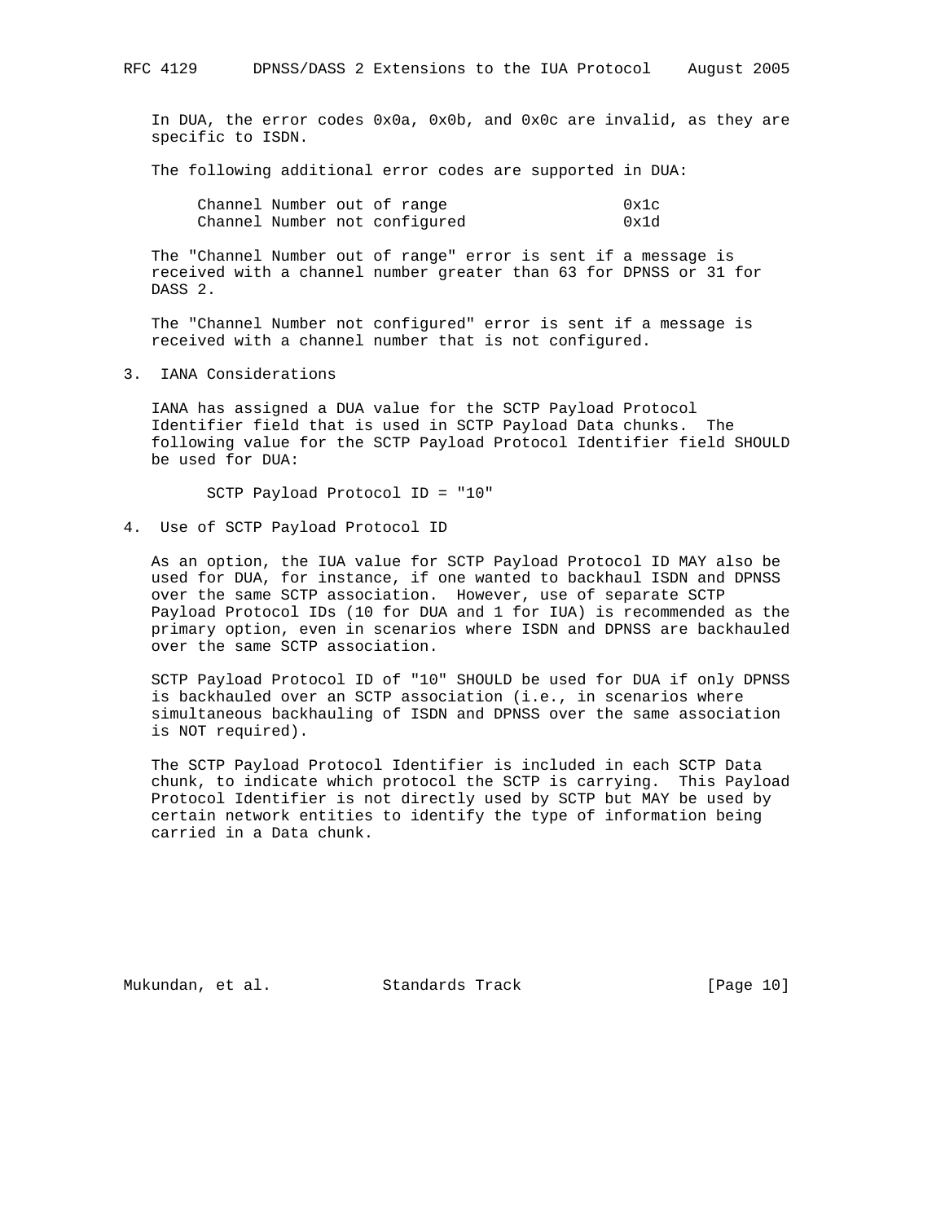In DUA, the error codes 0x0a, 0x0b, and 0x0c are invalid, as they are specific to ISDN.

The following additional error codes are supported in DUA:

| | |
|---|---|
| Channel Number out of range | 0x1c |
| Channel Number not configured | 0x1d |

The "Channel Number out of range" error is sent if a message is received with a channel number greater than 63 for DPNSS or 31 for DASS 2.

The "Channel Number not configured" error is sent if a message is received with a channel number that is not configured.

## 3. IANA Considerations

IANA has assigned a DUA value for the SCTP Payload Protocol Identifier field that is used in SCTP Payload Data chunks. The following value for the SCTP Payload Protocol Identifier field SHOULD be used for DUA:

SCTP Payload Protocol ID = "10"

## 4. Use of SCTP Payload Protocol ID

As an option, the IUA value for SCTP Payload Protocol ID MAY also be used for DUA, for instance, if one wanted to backhaul ISDN and DPNSS over the same SCTP association. However, use of separate SCTP Payload Protocol IDs (10 for DUA and 1 for IUA) is recommended as the primary option, even in scenarios where ISDN and DPNSS are backhauled over the same SCTP association.

SCTP Payload Protocol ID of "10" SHOULD be used for DUA if only DPNSS is backhauled over an SCTP association (i.e., in scenarios where simultaneous backhauling of ISDN and DPNSS over the same association is NOT required).

The SCTP Payload Protocol Identifier is included in each SCTP Data chunk, to indicate which protocol the SCTP is carrying. This Payload Protocol Identifier is not directly used by SCTP but MAY be used by certain network entities to identify the type of information being carried in a Data chunk.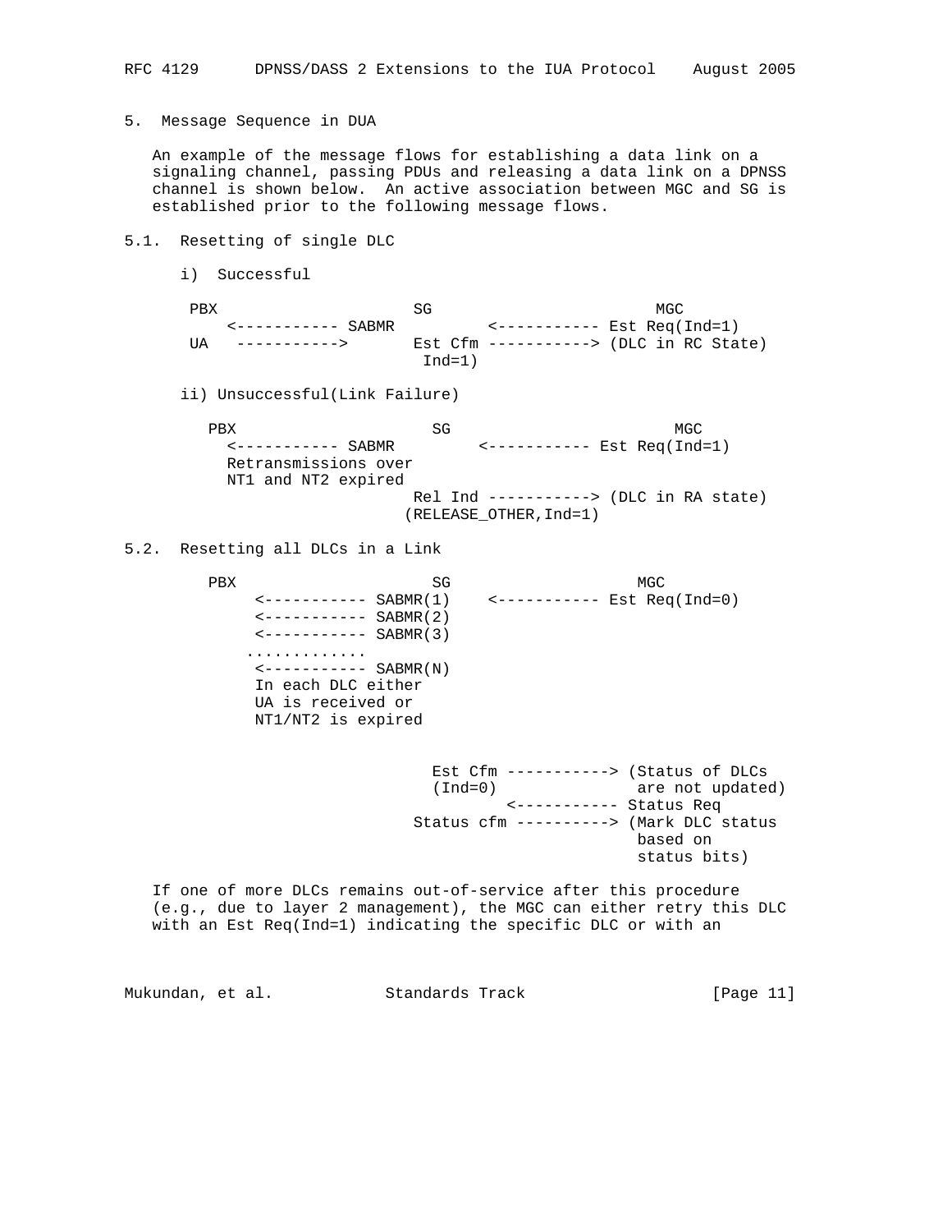## 5. Message Sequence in DUA

An example of the message flows for establishing a data link on a signaling channel, passing PDUs and releasing a data link on a DPNSS channel is shown below. An active association between MGC and SG is established prior to the following message flows.

### 5.1. Resetting of single DLC

i) Successful

```
 PBX                    SG                        MGC
    <----------- SABMR          <----------- Est Req(Ind=1)
 UA   ----------->       Est Cfm -----------> (DLC in RC State)
                          Ind=1)
```

ii) Unsuccessful(Link Failure)

```
   PBX                    SG                        MGC
     <----------- SABMR         <----------- Est Req(Ind=1)
     Retransmissions over
     NT1 and NT2 expired
                         Rel Ind -----------> (DLC in RA state)
                        (RELEASE_OTHER,Ind=1)
```

### 5.2. Resetting all DLCs in a Link

```
   PBX                    SG                     MGC
        <----------- SABMR(1)    <----------- Est Req(Ind=0)
        <----------- SABMR(2)
        <----------- SABMR(3)
       .............
        <----------- SABMR(N)
        In each DLC either
        UA is received or
        NT1/NT2 is expired


                           Est Cfm -----------> (Status of DLCs
                           (Ind=0)               are not updated)
                                   <----------- Status Req
                         Status cfm ----------> (Mark DLC status
                                                 based on
                                                 status bits)
```

If one of more DLCs remains out-of-service after this procedure (e.g., due to layer 2 management), the MGC can either retry this DLC with an Est Req(Ind=1) indicating the specific DLC or with an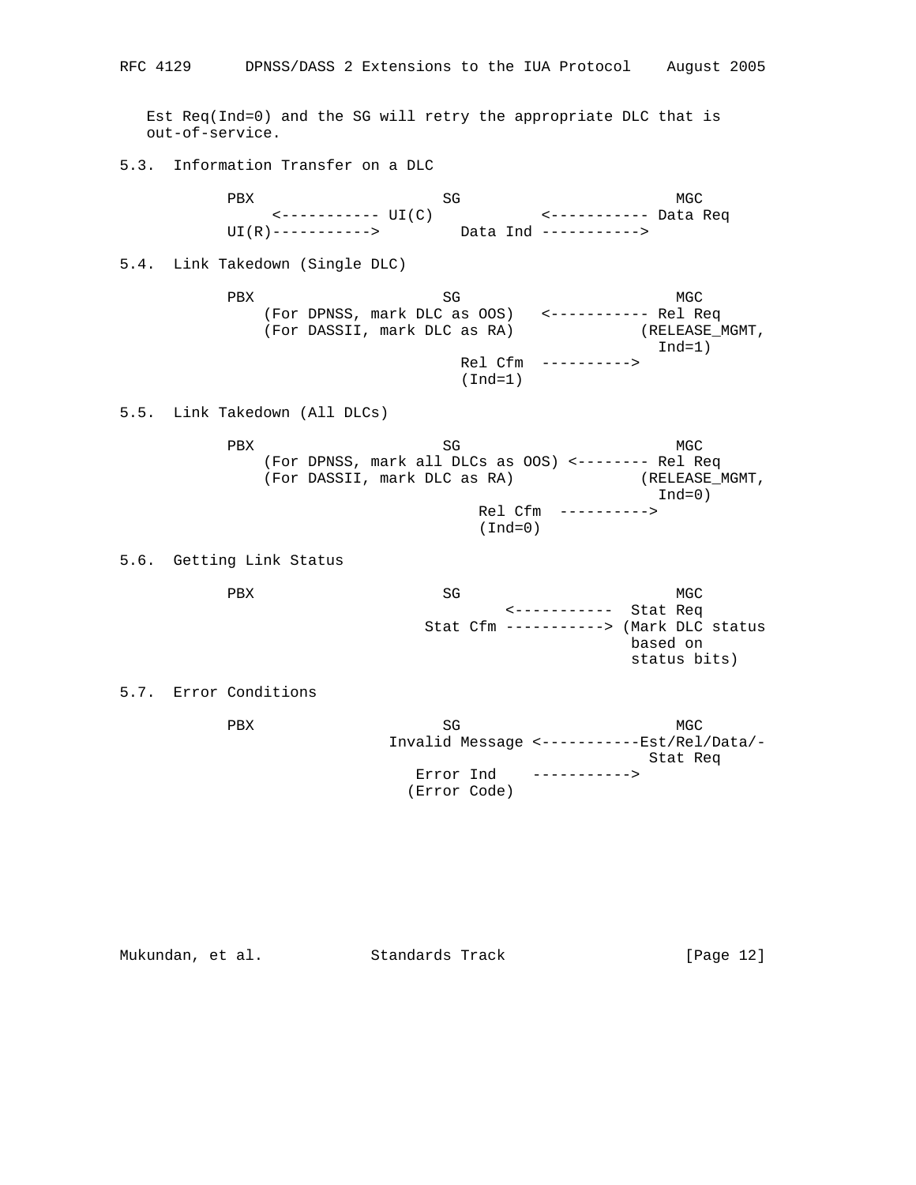Est Req(Ind=0) and the SG will retry the appropriate DLC that is out-of-service.

### 5.3. Information Transfer on a DLC

```
        PBX                    SG                         MGC
            <----------- UI(C)           <----------- Data Req
        UI(R)----------->         Data Ind ----------->
```

### 5.4. Link Takedown (Single DLC)

```
        PBX                    SG                         MGC
           (For DPNSS, mark DLC as OOS)   <----------- Rel Req
           (For DASSII, mark DLC as RA)              (RELEASE_MGMT,
                                                       Ind=1)
                                  Rel Cfm  ---------->
                                  (Ind=1)
```

### 5.5. Link Takedown (All DLCs)

```
        PBX                    SG                         MGC
           (For DPNSS, mark all DLCs as OOS) <-------- Rel Req
           (For DASSII, mark DLC as RA)              (RELEASE_MGMT,
                                                       Ind=0)
                                    Rel Cfm  ---------->
                                    (Ind=0)
```

### 5.6. Getting Link Status

```
        PBX                    SG                         MGC
                                        <-----------  Stat Req
                              Stat Cfm -----------> (Mark DLC status
                                                     based on
                                                     status bits)
```

### 5.7. Error Conditions

```
        PBX                    SG                         MGC
                        Invalid Message <-----------Est/Rel/Data/-
                                                      Stat Req
                           Error Ind    ----------->
                          (Error Code)
```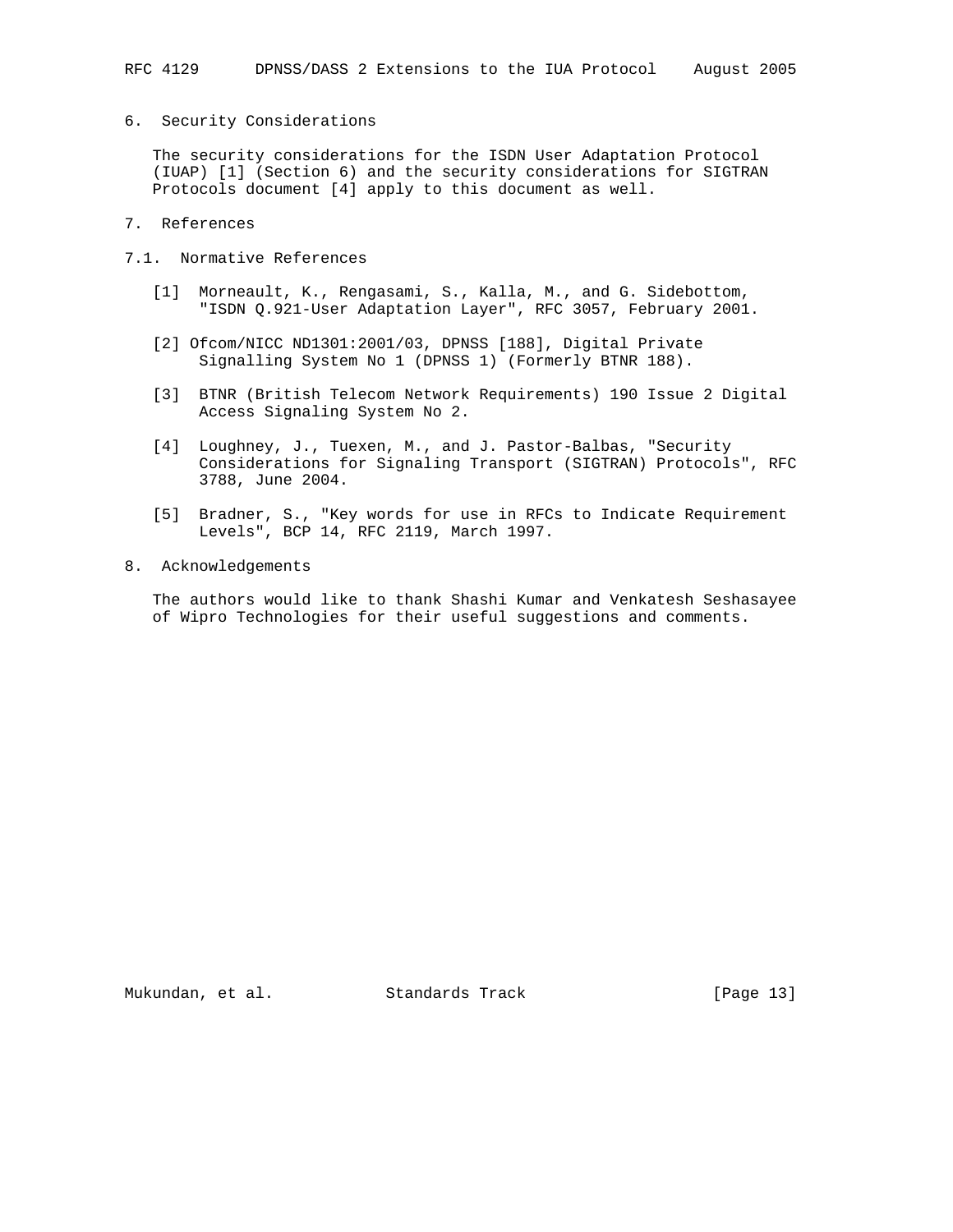## 6. Security Considerations

The security considerations for the ISDN User Adaptation Protocol (IUAP) [1] (Section 6) and the security considerations for SIGTRAN Protocols document [4] apply to this document as well.

## 7. References

### 7.1. Normative References

[1] Morneault, K., Rengasami, S., Kalla, M., and G. Sidebottom, "ISDN Q.921-User Adaptation Layer", RFC 3057, February 2001.

[2] Ofcom/NICC ND1301:2001/03, DPNSS [188], Digital Private Signalling System No 1 (DPNSS 1) (Formerly BTNR 188).

[3] BTNR (British Telecom Network Requirements) 190 Issue 2 Digital Access Signaling System No 2.

[4] Loughney, J., Tuexen, M., and J. Pastor-Balbas, "Security Considerations for Signaling Transport (SIGTRAN) Protocols", RFC 3788, June 2004.

[5] Bradner, S., "Key words for use in RFCs to Indicate Requirement Levels", BCP 14, RFC 2119, March 1997.

## 8. Acknowledgements

The authors would like to thank Shashi Kumar and Venkatesh Seshasayee of Wipro Technologies for their useful suggestions and comments.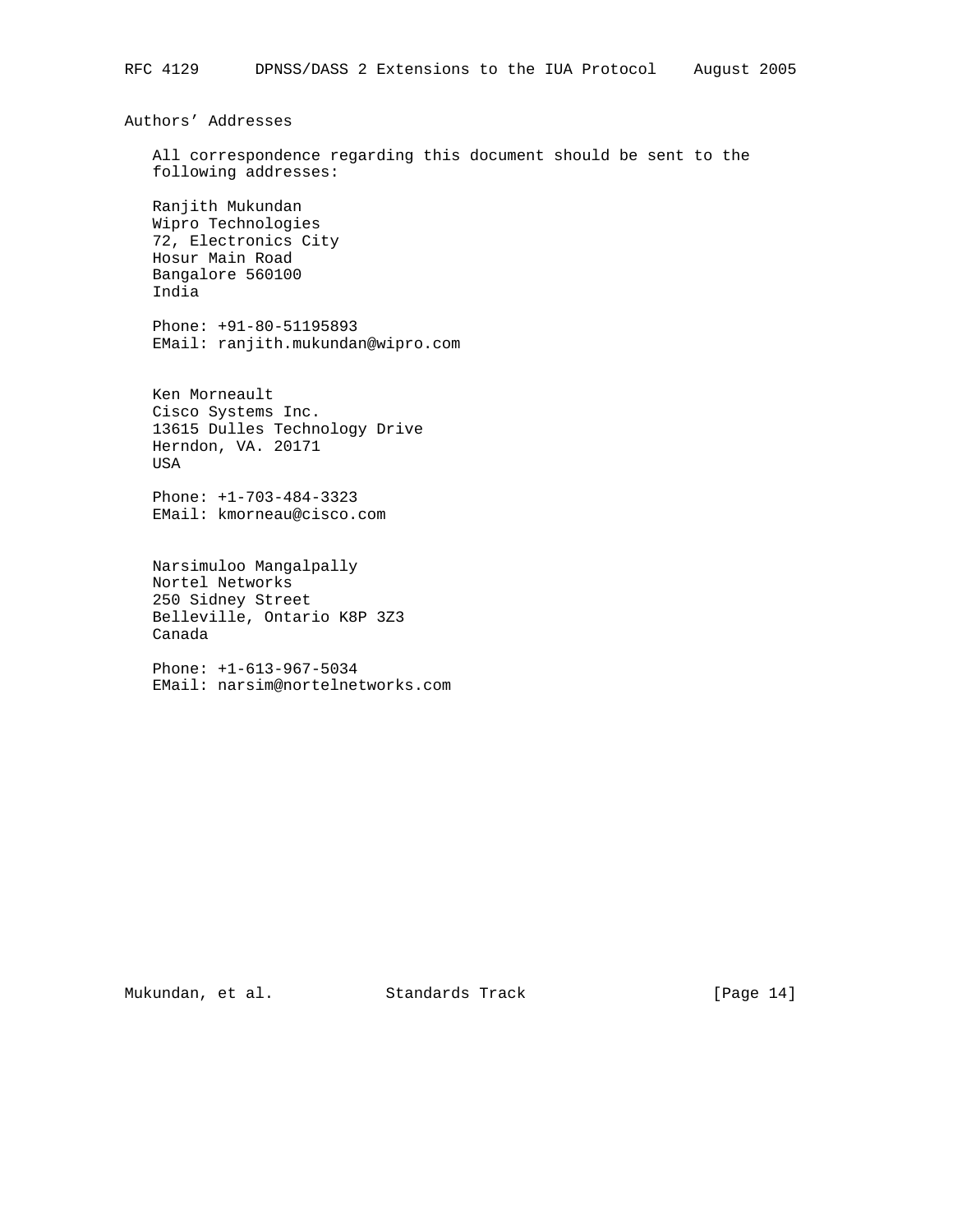## Authors' Addresses

All correspondence regarding this document should be sent to the following addresses:

Ranjith Mukundan
Wipro Technologies
72, Electronics City
Hosur Main Road
Bangalore 560100
India

Phone: +91-80-51195893
EMail: ranjith.mukundan@wipro.com

Ken Morneault
Cisco Systems Inc.
13615 Dulles Technology Drive
Herndon, VA. 20171
USA

Phone: +1-703-484-3323
EMail: kmorneau@cisco.com

Narsimuloo Mangalpally
Nortel Networks
250 Sidney Street
Belleville, Ontario K8P 3Z3
Canada

Phone: +1-613-967-5034
EMail: narsim@nortelnetworks.com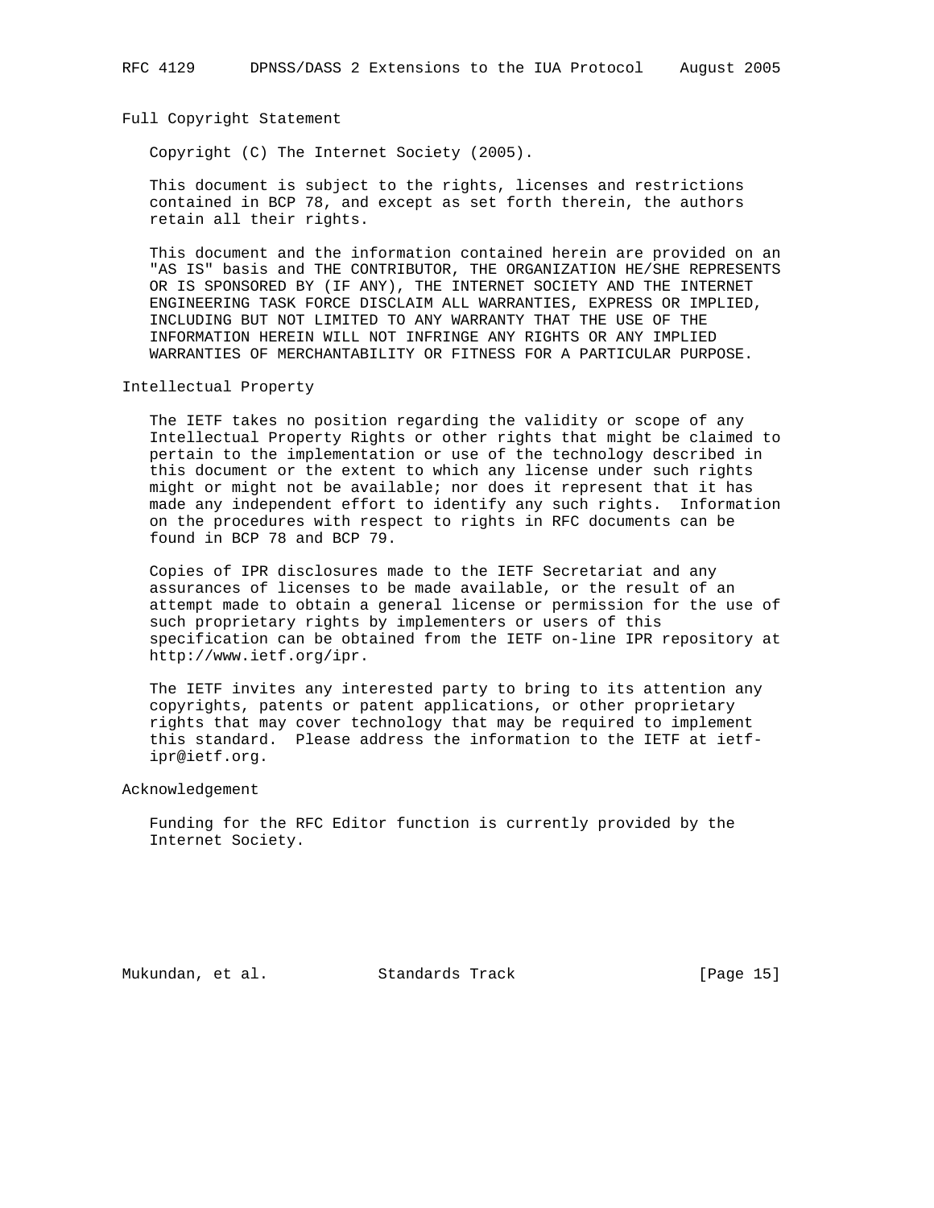## Full Copyright Statement

Copyright (C) The Internet Society (2005).

This document is subject to the rights, licenses and restrictions contained in BCP 78, and except as set forth therein, the authors retain all their rights.

This document and the information contained herein are provided on an "AS IS" basis and THE CONTRIBUTOR, THE ORGANIZATION HE/SHE REPRESENTS OR IS SPONSORED BY (IF ANY), THE INTERNET SOCIETY AND THE INTERNET ENGINEERING TASK FORCE DISCLAIM ALL WARRANTIES, EXPRESS OR IMPLIED, INCLUDING BUT NOT LIMITED TO ANY WARRANTY THAT THE USE OF THE INFORMATION HEREIN WILL NOT INFRINGE ANY RIGHTS OR ANY IMPLIED WARRANTIES OF MERCHANTABILITY OR FITNESS FOR A PARTICULAR PURPOSE.

## Intellectual Property

The IETF takes no position regarding the validity or scope of any Intellectual Property Rights or other rights that might be claimed to pertain to the implementation or use of the technology described in this document or the extent to which any license under such rights might or might not be available; nor does it represent that it has made any independent effort to identify any such rights. Information on the procedures with respect to rights in RFC documents can be found in BCP 78 and BCP 79.

Copies of IPR disclosures made to the IETF Secretariat and any assurances of licenses to be made available, or the result of an attempt made to obtain a general license or permission for the use of such proprietary rights by implementers or users of this specification can be obtained from the IETF on-line IPR repository at http://www.ietf.org/ipr.

The IETF invites any interested party to bring to its attention any copyrights, patents or patent applications, or other proprietary rights that may cover technology that may be required to implement this standard. Please address the information to the IETF at ietf-ipr@ietf.org.

## Acknowledgement

Funding for the RFC Editor function is currently provided by the Internet Society.